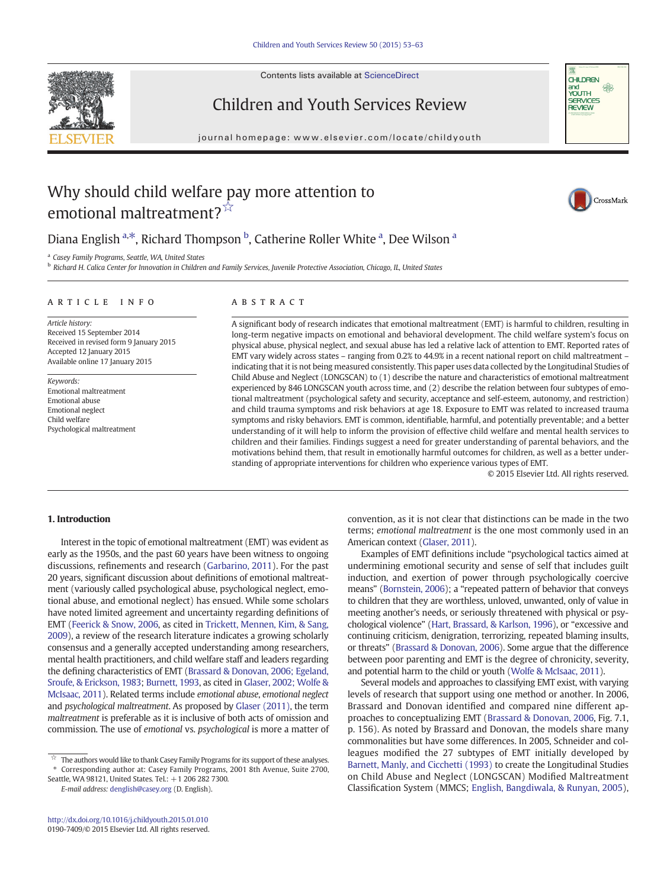# Why should child welfare pay more attention to emotional maltreatment?[☆]

Diana English [a,*], Richard Thompson [b], Catherine Roller White [a], Dee Wilson [a]

[a] Casey Family Programs, Seattle, WA, United States
[b] Richard H. Calica Center for Innovation in Children and Family Services, Juvenile Protective Association, Chicago, IL, United States

## ARTICLE INFO

*Article history:*
Received 15 September 2014
Received in revised form 9 January 2015
Accepted 12 January 2015
Available online 17 January 2015

*Keywords:*
Emotional maltreatment
Emotional abuse
Emotional neglect
Child welfare
Psychological maltreatment

## ABSTRACT

A significant body of research indicates that emotional maltreatment (EMT) is harmful to children, resulting in long-term negative impacts on emotional and behavioral development. The child welfare system's focus on physical abuse, physical neglect, and sexual abuse has led a relative lack of attention to EMT. Reported rates of EMT vary widely across states – ranging from 0.2% to 44.9% in a recent national report on child maltreatment – indicating that it is not being measured consistently. This paper uses data collected by the Longitudinal Studies of Child Abuse and Neglect (LONGSCAN) to (1) describe the nature and characteristics of emotional maltreatment experienced by 846 LONGSCAN youth across time, and (2) describe the relation between four subtypes of emotional maltreatment (psychological safety and security, acceptance and self-esteem, autonomy, and restriction) and child trauma symptoms and risk behaviors at age 18. Exposure to EMT was related to increased trauma symptoms and risky behaviors. EMT is common, identifiable, harmful, and potentially preventable; and a better understanding of it will help to inform the provision of effective child welfare and mental health services to children and their families. Findings suggest a need for greater understanding of parental behaviors, and the motivations behind them, that result in emotionally harmful outcomes for children, as well as a better understanding of appropriate interventions for children who experience various types of EMT.

© 2015 Elsevier Ltd. All rights reserved.

## 1. Introduction

Interest in the topic of emotional maltreatment (EMT) was evident as early as the 1950s, and the past 60 years have been witness to ongoing discussions, refinements and research (Garbarino, 2011). For the past 20 years, significant discussion about definitions of emotional maltreatment (variously called psychological abuse, psychological neglect, emotional abuse, and emotional neglect) has ensued. While some scholars have noted limited agreement and uncertainty regarding definitions of EMT (Feerick & Snow, 2006, as cited in Trickett, Mennen, Kim, & Sang, 2009), a review of the research literature indicates a growing scholarly consensus and a generally accepted understanding among researchers, mental health practitioners, and child welfare staff and leaders regarding the defining characteristics of EMT (Brassard & Donovan, 2006; Egeland, Sroufe, & Erickson, 1983; Burnett, 1993, as cited in Glaser, 2002; Wolfe & McIsaac, 2011). Related terms include *emotional abuse*, *emotional neglect* and *psychological maltreatment*. As proposed by Glaser (2011), the term *maltreatment* is preferable as it is inclusive of both acts of omission and commission. The use of *emotional* vs. *psychological* is more a matter of convention, as it is not clear that distinctions can be made in the two terms; *emotional maltreatment* is the one most commonly used in an American context (Glaser, 2011).

Examples of EMT definitions include "psychological tactics aimed at undermining emotional security and sense of self that includes guilt induction, and exertion of power through psychologically coercive means" (Bornstein, 2006); a "repeated pattern of behavior that conveys to children that they are worthless, unloved, unwanted, only of value in meeting another's needs, or seriously threatened with physical or psychological violence" (Hart, Brassard, & Karlson, 1996), or "excessive and continuing criticism, denigration, terrorizing, repeated blaming insults, or threats" (Brassard & Donovan, 2006). Some argue that the difference between poor parenting and EMT is the degree of chronicity, severity, and potential harm to the child or youth (Wolfe & McIsaac, 2011).

Several models and approaches to classifying EMT exist, with varying levels of research that support using one method or another. In 2006, Brassard and Donovan identified and compared nine different approaches to conceptualizing EMT (Brassard & Donovan, 2006, Fig. 7.1, p. 156). As noted by Brassard and Donovan, the models share many commonalities but have some differences. In 2005, Schneider and colleagues modified the 27 subtypes of EMT initially developed by Barnett, Manly, and Cicchetti (1993) to create the Longitudinal Studies on Child Abuse and Neglect (LONGSCAN) Modified Maltreatment Classification System (MMCS; English, Bangdiwala, & Runyan, 2005),

---

[☆] The authors would like to thank Casey Family Programs for its support of these analyses.
[*] Corresponding author at: Casey Family Programs, 2001 8th Avenue, Suite 2700, Seattle, WA 98121, United States. Tel.: +1 206 282 7300.
*E-mail address:* denglish@casey.org (D. English).

http://dx.doi.org/10.1016/j.childyouth.2015.01.010
0190-7409/© 2015 Elsevier Ltd. All rights reserved.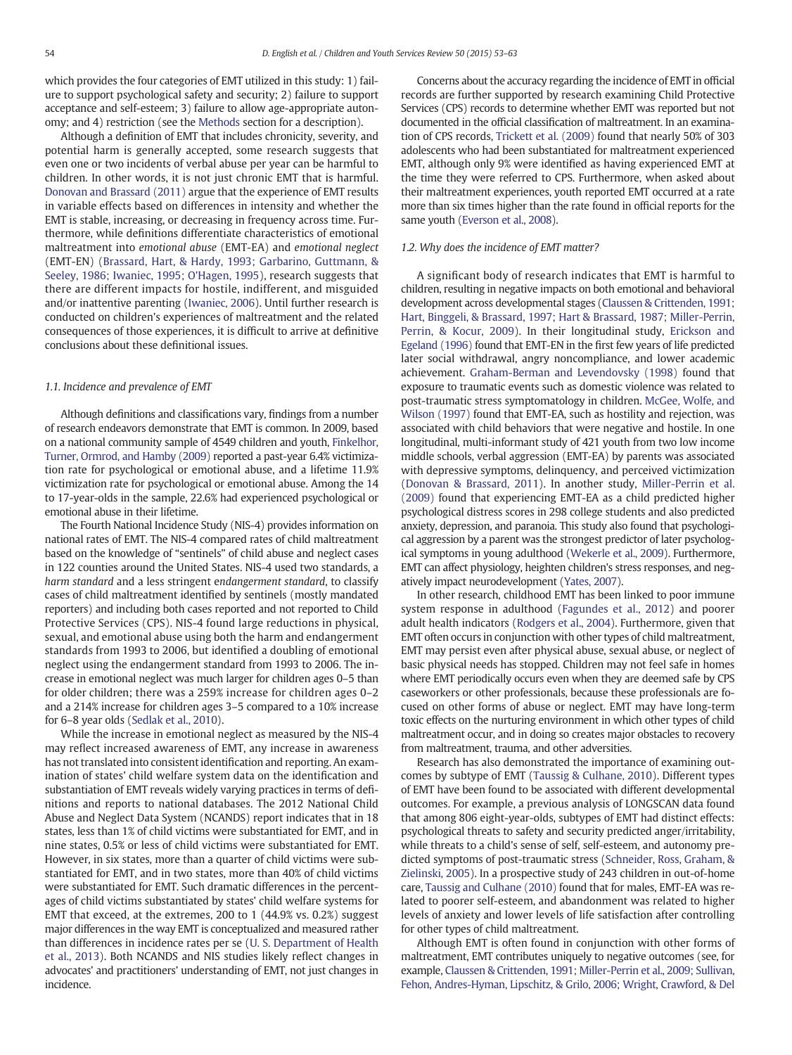which provides the four categories of EMT utilized in this study: 1) failure to support psychological safety and security; 2) failure to support acceptance and self-esteem; 3) failure to allow age-appropriate autonomy; and 4) restriction (see the Methods section for a description).

Although a definition of EMT that includes chronicity, severity, and potential harm is generally accepted, some research suggests that even one or two incidents of verbal abuse per year can be harmful to children. In other words, it is not just chronic EMT that is harmful. Donovan and Brassard (2011) argue that the experience of EMT results in variable effects based on differences in intensity and whether the EMT is stable, increasing, or decreasing in frequency across time. Furthermore, while definitions differentiate characteristics of emotional maltreatment into *emotional abuse* (EMT-EA) and *emotional neglect* (EMT-EN) (Brassard, Hart, & Hardy, 1993; Garbarino, Guttmann, & Seeley, 1986; Iwaniec, 1995; O'Hagen, 1995), research suggests that there are different impacts for hostile, indifferent, and misguided and/or inattentive parenting (Iwaniec, 2006). Until further research is conducted on children's experiences of maltreatment and the related consequences of those experiences, it is difficult to arrive at definitive conclusions about these definitional issues.

### 1.1. Incidence and prevalence of EMT

Although definitions and classifications vary, findings from a number of research endeavors demonstrate that EMT is common. In 2009, based on a national community sample of 4549 children and youth, Finkelhor, Turner, Ormrod, and Hamby (2009) reported a past-year 6.4% victimization rate for psychological or emotional abuse, and a lifetime 11.9% victimization rate for psychological or emotional abuse. Among the 14 to 17-year-olds in the sample, 22.6% had experienced psychological or emotional abuse in their lifetime.

The Fourth National Incidence Study (NIS-4) provides information on national rates of EMT. The NIS-4 compared rates of child maltreatment based on the knowledge of "sentinels" of child abuse and neglect cases in 122 counties around the United States. NIS-4 used two standards, a *harm standard* and a less stringent e*ndangerment standard*, to classify cases of child maltreatment identified by sentinels (mostly mandated reporters) and including both cases reported and not reported to Child Protective Services (CPS). NIS-4 found large reductions in physical, sexual, and emotional abuse using both the harm and endangerment standards from 1993 to 2006, but identified a doubling of emotional neglect using the endangerment standard from 1993 to 2006. The increase in emotional neglect was much larger for children ages 0–5 than for older children; there was a 259% increase for children ages 0–2 and a 214% increase for children ages 3–5 compared to a 10% increase for 6–8 year olds (Sedlak et al., 2010).

While the increase in emotional neglect as measured by the NIS-4 may reflect increased awareness of EMT, any increase in awareness has not translated into consistent identification and reporting. An examination of states' child welfare system data on the identification and substantiation of EMT reveals widely varying practices in terms of definitions and reports to national databases. The 2012 National Child Abuse and Neglect Data System (NCANDS) report indicates that in 18 states, less than 1% of child victims were substantiated for EMT, and in nine states, 0.5% or less of child victims were substantiated for EMT. However, in six states, more than a quarter of child victims were substantiated for EMT, and in two states, more than 40% of child victims were substantiated for EMT. Such dramatic differences in the percentages of child victims substantiated by states' child welfare systems for EMT that exceed, at the extremes, 200 to 1 (44.9% vs. 0.2%) suggest major differences in the way EMT is conceptualized and measured rather than differences in incidence rates per se (U. S. Department of Health et al., 2013). Both NCANDS and NIS studies likely reflect changes in advocates' and practitioners' understanding of EMT, not just changes in incidence.

Concerns about the accuracy regarding the incidence of EMT in official records are further supported by research examining Child Protective Services (CPS) records to determine whether EMT was reported but not documented in the official classification of maltreatment. In an examination of CPS records, Trickett et al. (2009) found that nearly 50% of 303 adolescents who had been substantiated for maltreatment experienced EMT, although only 9% were identified as having experienced EMT at the time they were referred to CPS. Furthermore, when asked about their maltreatment experiences, youth reported EMT occurred at a rate more than six times higher than the rate found in official reports for the same youth (Everson et al., 2008).

### 1.2. Why does the incidence of EMT matter?

A significant body of research indicates that EMT is harmful to children, resulting in negative impacts on both emotional and behavioral development across developmental stages (Claussen & Crittenden, 1991; Hart, Binggeli, & Brassard, 1997; Hart & Brassard, 1987; Miller-Perrin, Perrin, & Kocur, 2009). In their longitudinal study, Erickson and Egeland (1996) found that EMT-EN in the first few years of life predicted later social withdrawal, angry noncompliance, and lower academic achievement. Graham-Berman and Levendovsky (1998) found that exposure to traumatic events such as domestic violence was related to post-traumatic stress symptomatology in children. McGee, Wolfe, and Wilson (1997) found that EMT-EA, such as hostility and rejection, was associated with child behaviors that were negative and hostile. In one longitudinal, multi-informant study of 421 youth from two low income middle schools, verbal aggression (EMT-EA) by parents was associated with depressive symptoms, delinquency, and perceived victimization (Donovan & Brassard, 2011). In another study, Miller-Perrin et al. (2009) found that experiencing EMT-EA as a child predicted higher psychological distress scores in 298 college students and also predicted anxiety, depression, and paranoia. This study also found that psychological aggression by a parent was the strongest predictor of later psychological symptoms in young adulthood (Wekerle et al., 2009). Furthermore, EMT can affect physiology, heighten children's stress responses, and negatively impact neurodevelopment (Yates, 2007).

In other research, childhood EMT has been linked to poor immune system response in adulthood (Fagundes et al., 2012) and poorer adult health indicators (Rodgers et al., 2004). Furthermore, given that EMT often occurs in conjunction with other types of child maltreatment, EMT may persist even after physical abuse, sexual abuse, or neglect of basic physical needs has stopped. Children may not feel safe in homes where EMT periodically occurs even when they are deemed safe by CPS caseworkers or other professionals, because these professionals are focused on other forms of abuse or neglect. EMT may have long-term toxic effects on the nurturing environment in which other types of child maltreatment occur, and in doing so creates major obstacles to recovery from maltreatment, trauma, and other adversities.

Research has also demonstrated the importance of examining outcomes by subtype of EMT (Taussig & Culhane, 2010). Different types of EMT have been found to be associated with different developmental outcomes. For example, a previous analysis of LONGSCAN data found that among 806 eight-year-olds, subtypes of EMT had distinct effects: psychological threats to safety and security predicted anger/irritability, while threats to a child's sense of self, self-esteem, and autonomy predicted symptoms of post-traumatic stress (Schneider, Ross, Graham, & Zielinski, 2005). In a prospective study of 243 children in out-of-home care, Taussig and Culhane (2010) found that for males, EMT-EA was related to poorer self-esteem, and abandonment was related to higher levels of anxiety and lower levels of life satisfaction after controlling for other types of child maltreatment.

Although EMT is often found in conjunction with other forms of maltreatment, EMT contributes uniquely to negative outcomes (see, for example, Claussen & Crittenden, 1991; Miller-Perrin et al., 2009; Sullivan, Fehon, Andres-Hyman, Lipschitz, & Grilo, 2006; Wright, Crawford, & Del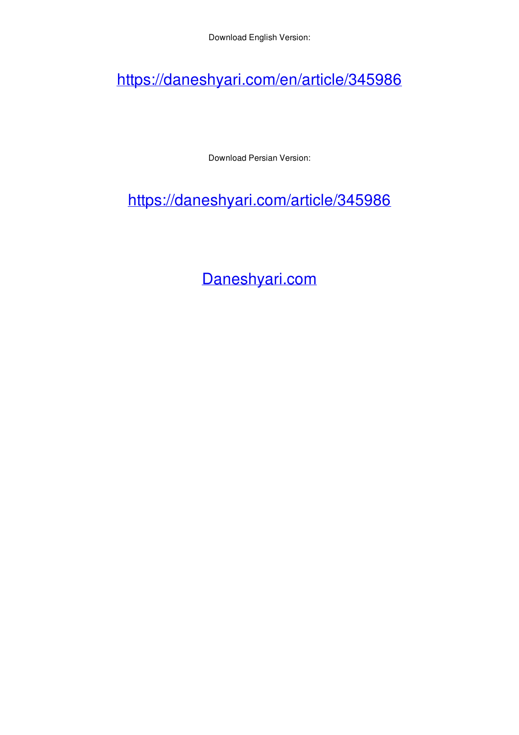Download English Version:

https://daneshyari.com/en/article/345986

Download Persian Version:

https://daneshyari.com/article/345986

Daneshyari.com